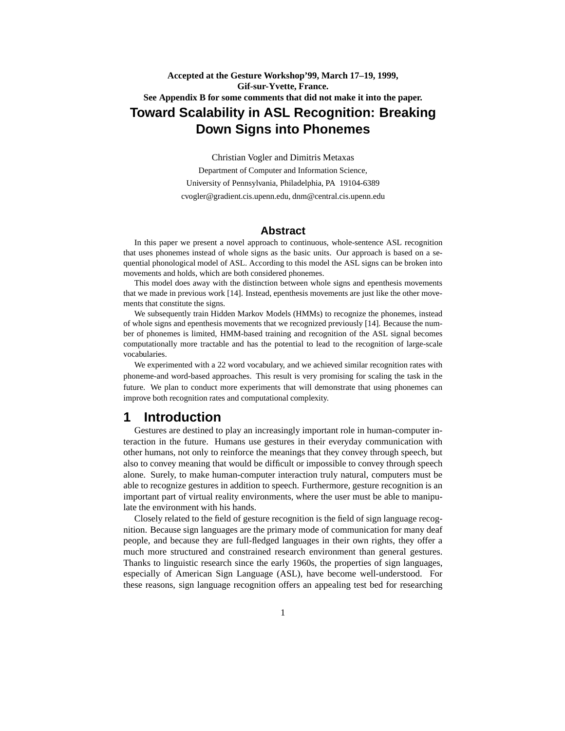**Accepted at the Gesture Workshop'99, March 17–19, 1999, Gif-sur-Yvette, France.**
**See Appendix B for some comments that did not make it into the paper.**

# Toward Scalability in ASL Recognition: Breaking Down Signs into Phonemes

Christian Vogler and Dimitris Metaxas

Department of Computer and Information Science,
University of Pennsylvania, Philadelphia, PA 19104-6389
cvogler@gradient.cis.upenn.edu, dnm@central.cis.upenn.edu

## Abstract

In this paper we present a novel approach to continuous, whole-sentence ASL recognition that uses phonemes instead of whole signs as the basic units. Our approach is based on a sequential phonological model of ASL. According to this model the ASL signs can be broken into movements and holds, which are both considered phonemes.

This model does away with the distinction between whole signs and epenthesis movements that we made in previous work [14]. Instead, epenthesis movements are just like the other movements that constitute the signs.

We subsequently train Hidden Markov Models (HMMs) to recognize the phonemes, instead of whole signs and epenthesis movements that we recognized previously [14]. Because the number of phonemes is limited, HMM-based training and recognition of the ASL signal becomes computationally more tractable and has the potential to lead to the recognition of large-scale vocabularies.

We experimented with a 22 word vocabulary, and we achieved similar recognition rates with phoneme-and word-based approaches. This result is very promising for scaling the task in the future. We plan to conduct more experiments that will demonstrate that using phonemes can improve both recognition rates and computational complexity.

## 1 Introduction

Gestures are destined to play an increasingly important role in human-computer interaction in the future. Humans use gestures in their everyday communication with other humans, not only to reinforce the meanings that they convey through speech, but also to convey meaning that would be difficult or impossible to convey through speech alone. Surely, to make human-computer interaction truly natural, computers must be able to recognize gestures in addition to speech. Furthermore, gesture recognition is an important part of virtual reality environments, where the user must be able to manipulate the environment with his hands.

Closely related to the field of gesture recognition is the field of sign language recognition. Because sign languages are the primary mode of communication for many deaf people, and because they are full-fledged languages in their own rights, they offer a much more structured and constrained research environment than general gestures. Thanks to linguistic research since the early 1960s, the properties of sign languages, especially of American Sign Language (ASL), have become well-understood. For these reasons, sign language recognition offers an appealing test bed for researching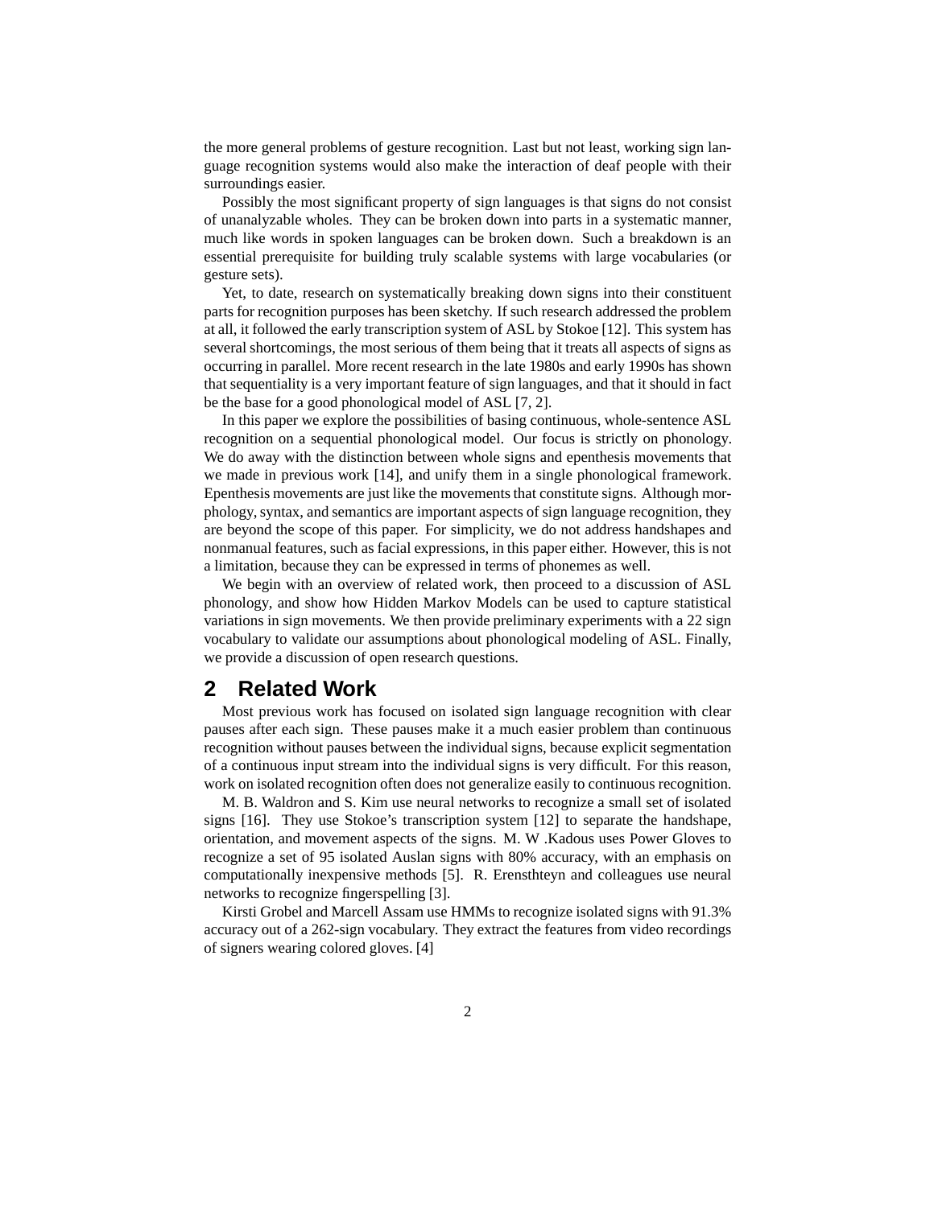the more general problems of gesture recognition. Last but not least, working sign language recognition systems would also make the interaction of deaf people with their surroundings easier.

Possibly the most significant property of sign languages is that signs do not consist of unanalyzable wholes. They can be broken down into parts in a systematic manner, much like words in spoken languages can be broken down. Such a breakdown is an essential prerequisite for building truly scalable systems with large vocabularies (or gesture sets).

Yet, to date, research on systematically breaking down signs into their constituent parts for recognition purposes has been sketchy. If such research addressed the problem at all, it followed the early transcription system of ASL by Stokoe [12]. This system has several shortcomings, the most serious of them being that it treats all aspects of signs as occurring in parallel. More recent research in the late 1980s and early 1990s has shown that sequentiality is a very important feature of sign languages, and that it should in fact be the base for a good phonological model of ASL [7, 2].

In this paper we explore the possibilities of basing continuous, whole-sentence ASL recognition on a sequential phonological model. Our focus is strictly on phonology. We do away with the distinction between whole signs and epenthesis movements that we made in previous work [14], and unify them in a single phonological framework. Epenthesis movements are just like the movements that constitute signs. Although morphology, syntax, and semantics are important aspects of sign language recognition, they are beyond the scope of this paper. For simplicity, we do not address handshapes and nonmanual features, such as facial expressions, in this paper either. However, this is not a limitation, because they can be expressed in terms of phonemes as well.

We begin with an overview of related work, then proceed to a discussion of ASL phonology, and show how Hidden Markov Models can be used to capture statistical variations in sign movements. We then provide preliminary experiments with a 22 sign vocabulary to validate our assumptions about phonological modeling of ASL. Finally, we provide a discussion of open research questions.

## 2 Related Work

Most previous work has focused on isolated sign language recognition with clear pauses after each sign. These pauses make it a much easier problem than continuous recognition without pauses between the individual signs, because explicit segmentation of a continuous input stream into the individual signs is very difficult. For this reason, work on isolated recognition often does not generalize easily to continuous recognition.

M. B. Waldron and S. Kim use neural networks to recognize a small set of isolated signs [16]. They use Stokoe's transcription system [12] to separate the handshape, orientation, and movement aspects of the signs. M. W .Kadous uses Power Gloves to recognize a set of 95 isolated Auslan signs with 80% accuracy, with an emphasis on computationally inexpensive methods [5]. R. Erensthteyn and colleagues use neural networks to recognize fingerspelling [3].

Kirsti Grobel and Marcell Assam use HMMs to recognize isolated signs with 91.3% accuracy out of a 262-sign vocabulary. They extract the features from video recordings of signers wearing colored gloves. [4]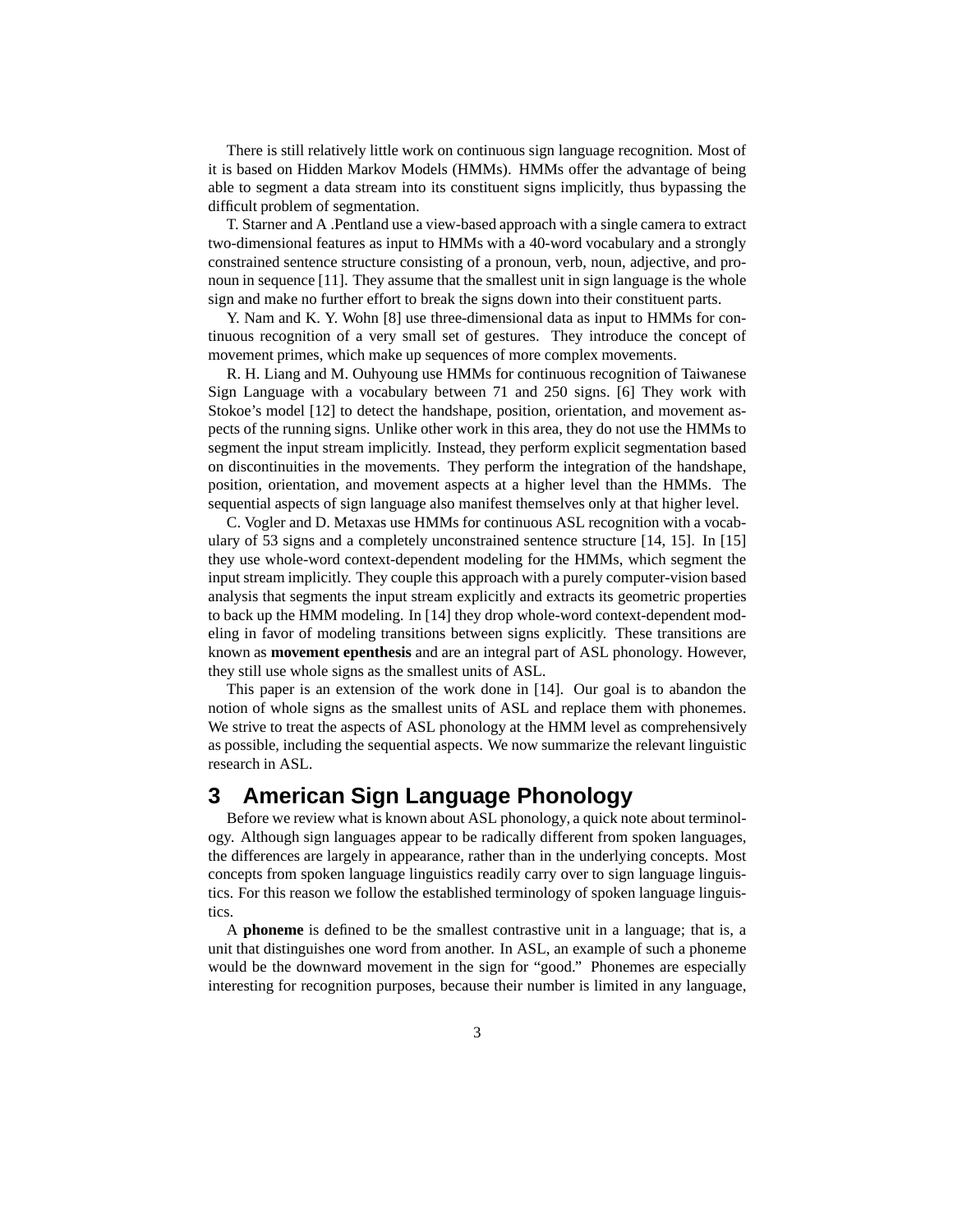There is still relatively little work on continuous sign language recognition. Most of it is based on Hidden Markov Models (HMMs). HMMs offer the advantage of being able to segment a data stream into its constituent signs implicitly, thus bypassing the difficult problem of segmentation.

T. Starner and A .Pentland use a view-based approach with a single camera to extract two-dimensional features as input to HMMs with a 40-word vocabulary and a strongly constrained sentence structure consisting of a pronoun, verb, noun, adjective, and pronoun in sequence [11]. They assume that the smallest unit in sign language is the whole sign and make no further effort to break the signs down into their constituent parts.

Y. Nam and K. Y. Wohn [8] use three-dimensional data as input to HMMs for continuous recognition of a very small set of gestures. They introduce the concept of movement primes, which make up sequences of more complex movements.

R. H. Liang and M. Ouhyoung use HMMs for continuous recognition of Taiwanese Sign Language with a vocabulary between 71 and 250 signs. [6] They work with Stokoe's model [12] to detect the handshape, position, orientation, and movement aspects of the running signs. Unlike other work in this area, they do not use the HMMs to segment the input stream implicitly. Instead, they perform explicit segmentation based on discontinuities in the movements. They perform the integration of the handshape, position, orientation, and movement aspects at a higher level than the HMMs. The sequential aspects of sign language also manifest themselves only at that higher level.

C. Vogler and D. Metaxas use HMMs for continuous ASL recognition with a vocabulary of 53 signs and a completely unconstrained sentence structure [14, 15]. In [15] they use whole-word context-dependent modeling for the HMMs, which segment the input stream implicitly. They couple this approach with a purely computer-vision based analysis that segments the input stream explicitly and extracts its geometric properties to back up the HMM modeling. In [14] they drop whole-word context-dependent modeling in favor of modeling transitions between signs explicitly. These transitions are known as **movement epenthesis** and are an integral part of ASL phonology. However, they still use whole signs as the smallest units of ASL.

This paper is an extension of the work done in [14]. Our goal is to abandon the notion of whole signs as the smallest units of ASL and replace them with phonemes. We strive to treat the aspects of ASL phonology at the HMM level as comprehensively as possible, including the sequential aspects. We now summarize the relevant linguistic research in ASL.

# 3 American Sign Language Phonology

Before we review what is known about ASL phonology, a quick note about terminology. Although sign languages appear to be radically different from spoken languages, the differences are largely in appearance, rather than in the underlying concepts. Most concepts from spoken language linguistics readily carry over to sign language linguistics. For this reason we follow the established terminology of spoken language linguistics.

A **phoneme** is defined to be the smallest contrastive unit in a language; that is, a unit that distinguishes one word from another. In ASL, an example of such a phoneme would be the downward movement in the sign for "good." Phonemes are especially interesting for recognition purposes, because their number is limited in any language,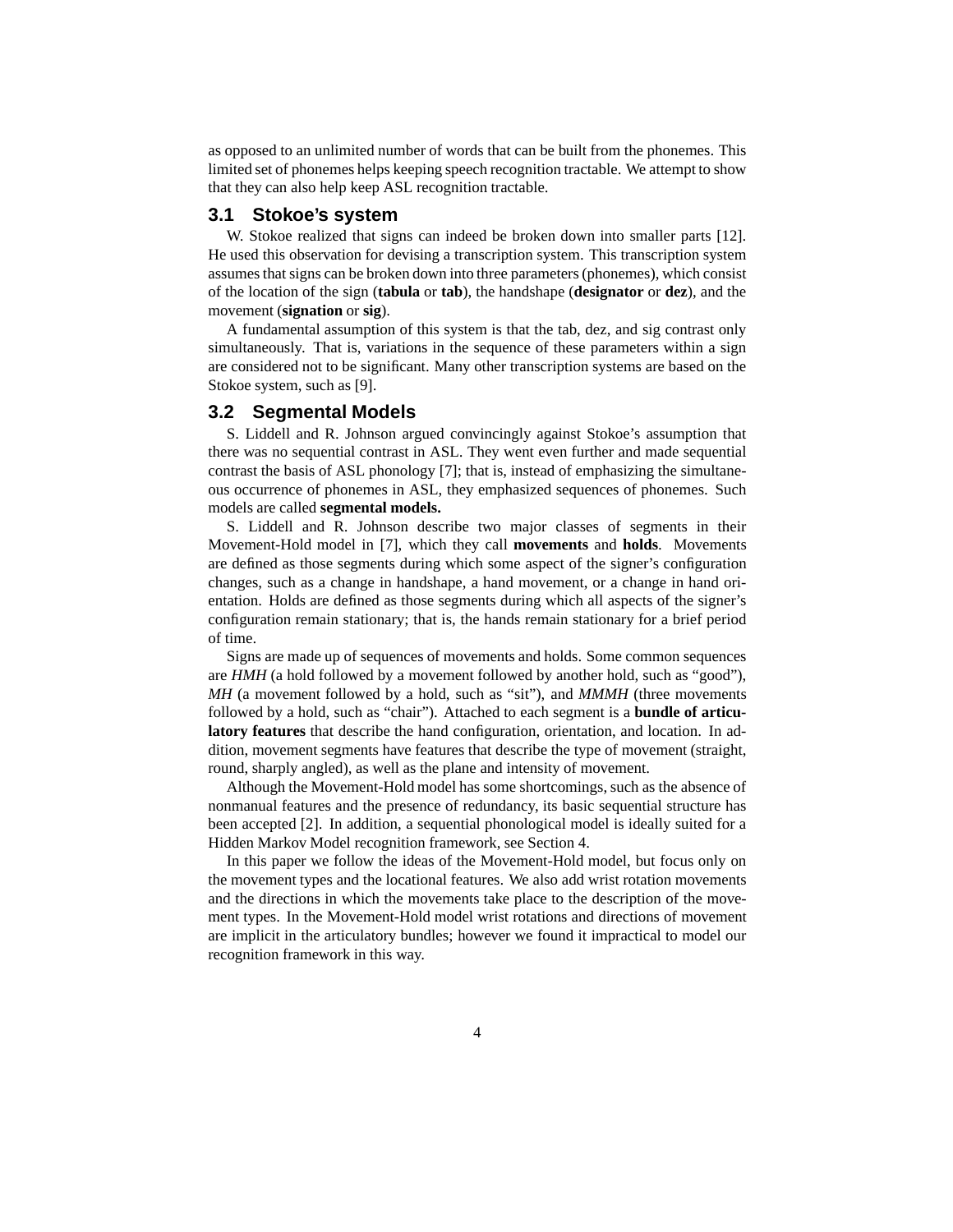as opposed to an unlimited number of words that can be built from the phonemes. This limited set of phonemes helps keeping speech recognition tractable. We attempt to show that they can also help keep ASL recognition tractable.

### 3.1 Stokoe's system

W. Stokoe realized that signs can indeed be broken down into smaller parts [12]. He used this observation for devising a transcription system. This transcription system assumes that signs can be broken down into three parameters (phonemes), which consist of the location of the sign (**tabula** or **tab**), the handshape (**designator** or **dez**), and the movement (**signation** or **sig**).

A fundamental assumption of this system is that the tab, dez, and sig contrast only simultaneously. That is, variations in the sequence of these parameters within a sign are considered not to be significant. Many other transcription systems are based on the Stokoe system, such as [9].

### 3.2 Segmental Models

S. Liddell and R. Johnson argued convincingly against Stokoe's assumption that there was no sequential contrast in ASL. They went even further and made sequential contrast the basis of ASL phonology [7]; that is, instead of emphasizing the simultaneous occurrence of phonemes in ASL, they emphasized sequences of phonemes. Such models are called **segmental models.**

S. Liddell and R. Johnson describe two major classes of segments in their Movement-Hold model in [7], which they call **movements** and **holds**. Movements are defined as those segments during which some aspect of the signer's configuration changes, such as a change in handshape, a hand movement, or a change in hand orientation. Holds are defined as those segments during which all aspects of the signer's configuration remain stationary; that is, the hands remain stationary for a brief period of time.

Signs are made up of sequences of movements and holds. Some common sequences are *HMH* (a hold followed by a movement followed by another hold, such as "good"), *MH* (a movement followed by a hold, such as "sit"), and *MMMH* (three movements followed by a hold, such as "chair"). Attached to each segment is a **bundle of articulatory features** that describe the hand configuration, orientation, and location. In addition, movement segments have features that describe the type of movement (straight, round, sharply angled), as well as the plane and intensity of movement.

Although the Movement-Hold model has some shortcomings, such as the absence of nonmanual features and the presence of redundancy, its basic sequential structure has been accepted [2]. In addition, a sequential phonological model is ideally suited for a Hidden Markov Model recognition framework, see Section 4.

In this paper we follow the ideas of the Movement-Hold model, but focus only on the movement types and the locational features. We also add wrist rotation movements and the directions in which the movements take place to the description of the movement types. In the Movement-Hold model wrist rotations and directions of movement are implicit in the articulatory bundles; however we found it impractical to model our recognition framework in this way.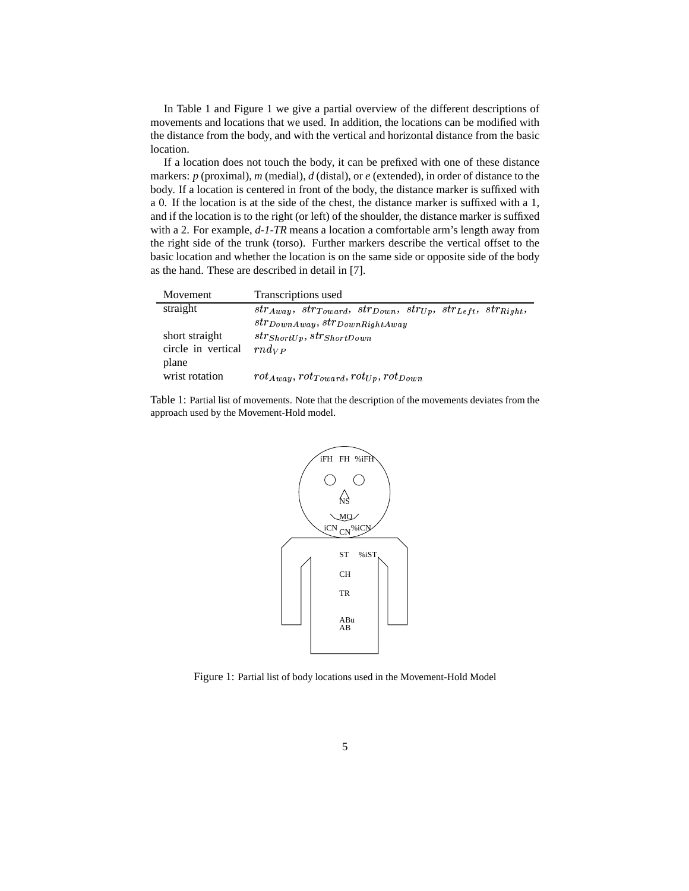In Table 1 and Figure 1 we give a partial overview of the different descriptions of movements and locations that we used. In addition, the locations can be modified with the distance from the body, and with the vertical and horizontal distance from the basic location.

If a location does not touch the body, it can be prefixed with one of these distance markers: *p* (proximal), *m* (medial), *d* (distal), or *e* (extended), in order of distance to the body. If a location is centered in front of the body, the distance marker is suffixed with a 0. If the location is at the side of the chest, the distance marker is suffixed with a 1, and if the location is to the right (or left) of the shoulder, the distance marker is suffixed with a 2. For example, *d-1-TR* means a location a comfortable arm's length away from the right side of the trunk (torso). Further markers describe the vertical offset to the basic location and whether the location is on the same side or opposite side of the body as the hand. These are described in detail in [7].

| Movement | Transcriptions used |
|---|---|
| straight | $str_{Away}$, $str_{Toward}$, $str_{Down}$, $str_{Up}$, $str_{Left}$, $str_{Right}$, $str_{DownAway}$, $str_{DownRightAway}$ |
| short straight | $str_{ShortUp}$, $str_{ShortDown}$ |
| circle in vertical plane | $rnd_{VP}$ |
| wrist rotation | $rot_{Away}$, $rot_{Toward}$, $rot_{Up}$, $rot_{Down}$ |

Table 1: Partial list of movements. Note that the description of the movements deviates from the approach used by the Movement-Hold model.

iFH FH %iFH

NS

MO

iCN CN %iCN

ST %iST

CH

TR

ABu
AB

Figure 1: Partial list of body locations used in the Movement-Hold Model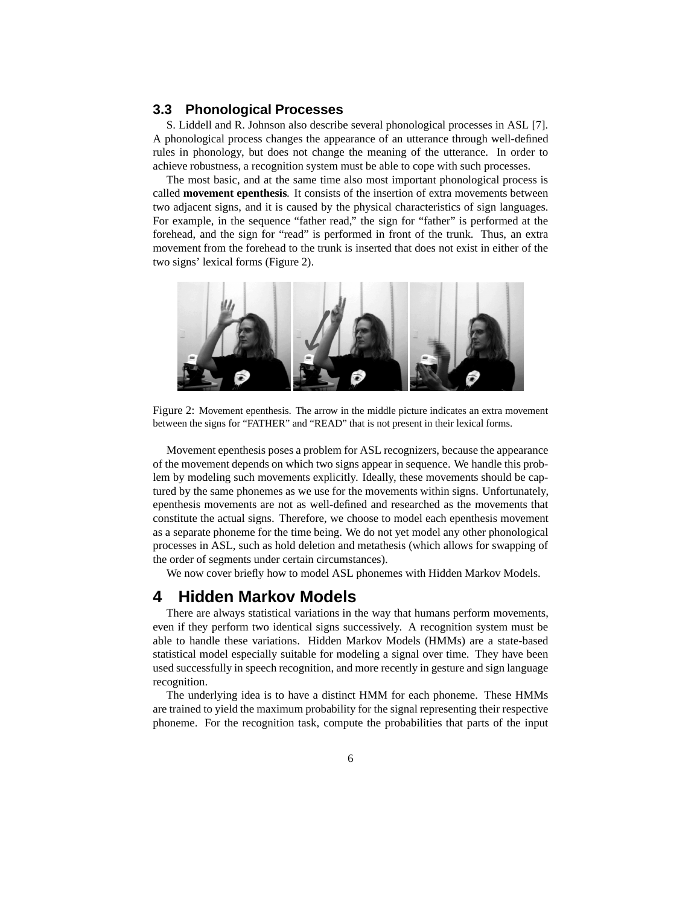### 3.3 Phonological Processes

S. Liddell and R. Johnson also describe several phonological processes in ASL [7]. A phonological process changes the appearance of an utterance through well-defined rules in phonology, but does not change the meaning of the utterance. In order to achieve robustness, a recognition system must be able to cope with such processes.

The most basic, and at the same time also most important phonological process is called **movement epenthesis**. It consists of the insertion of extra movements between two adjacent signs, and it is caused by the physical characteristics of sign languages. For example, in the sequence "father read," the sign for "father" is performed at the forehead, and the sign for "read" is performed in front of the trunk. Thus, an extra movement from the forehead to the trunk is inserted that does not exist in either of the two signs' lexical forms (Figure 2).

Figure 2: Movement epenthesis. The arrow in the middle picture indicates an extra movement between the signs for "FATHER" and "READ" that is not present in their lexical forms.

Movement epenthesis poses a problem for ASL recognizers, because the appearance of the movement depends on which two signs appear in sequence. We handle this problem by modeling such movements explicitly. Ideally, these movements should be captured by the same phonemes as we use for the movements within signs. Unfortunately, epenthesis movements are not as well-defined and researched as the movements that constitute the actual signs. Therefore, we choose to model each epenthesis movement as a separate phoneme for the time being. We do not yet model any other phonological processes in ASL, such as hold deletion and metathesis (which allows for swapping of the order of segments under certain circumstances).

We now cover briefly how to model ASL phonemes with Hidden Markov Models.

## 4 Hidden Markov Models

There are always statistical variations in the way that humans perform movements, even if they perform two identical signs successively. A recognition system must be able to handle these variations. Hidden Markov Models (HMMs) are a state-based statistical model especially suitable for modeling a signal over time. They have been used successfully in speech recognition, and more recently in gesture and sign language recognition.

The underlying idea is to have a distinct HMM for each phoneme. These HMMs are trained to yield the maximum probability for the signal representing their respective phoneme. For the recognition task, compute the probabilities that parts of the input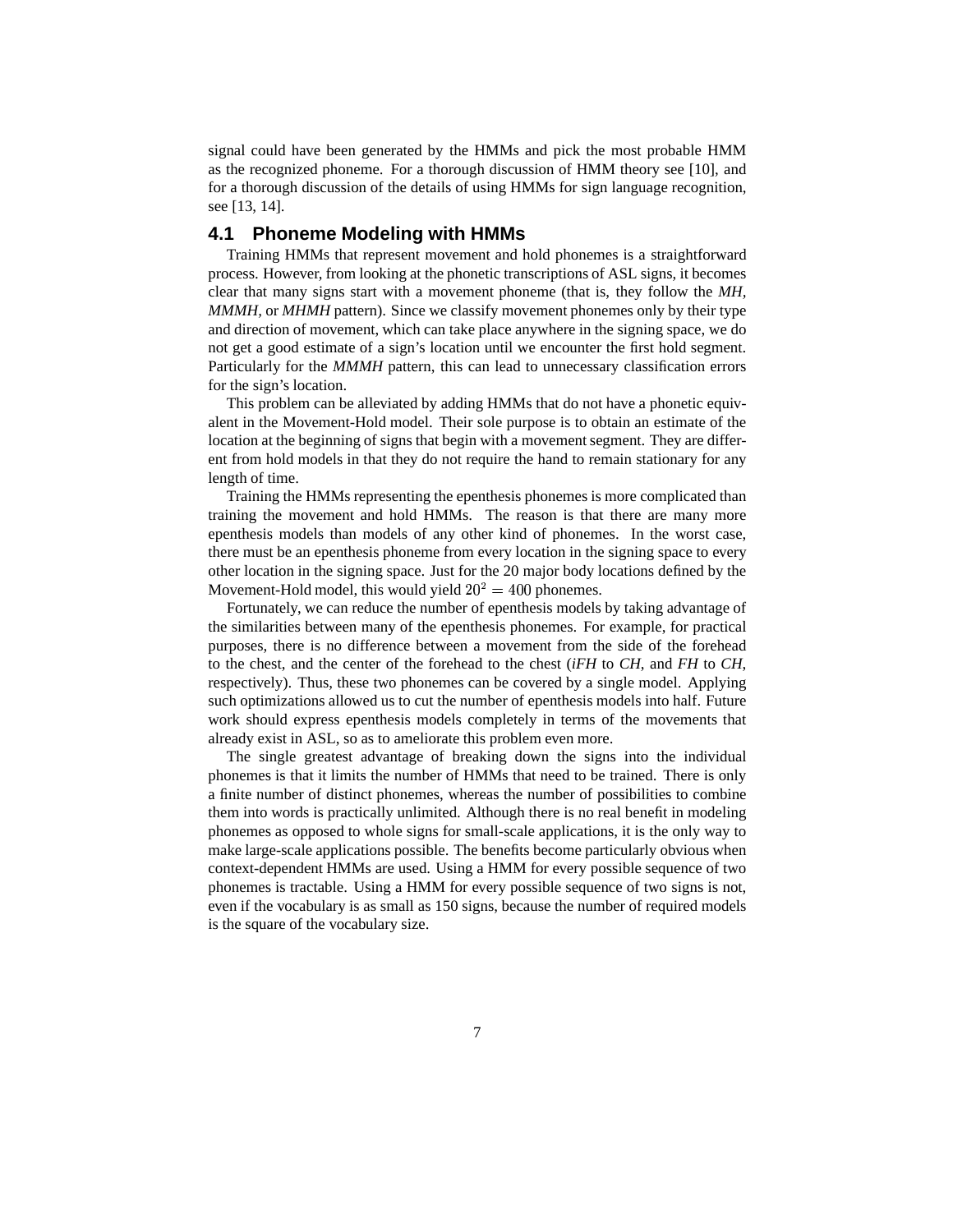signal could have been generated by the HMMs and pick the most probable HMM as the recognized phoneme. For a thorough discussion of HMM theory see [10], and for a thorough discussion of the details of using HMMs for sign language recognition, see [13, 14].

## 4.1 Phoneme Modeling with HMMs

Training HMMs that represent movement and hold phonemes is a straightforward process. However, from looking at the phonetic transcriptions of ASL signs, it becomes clear that many signs start with a movement phoneme (that is, they follow the *MH*, *MMMH*, or *MHMH* pattern). Since we classify movement phonemes only by their type and direction of movement, which can take place anywhere in the signing space, we do not get a good estimate of a sign's location until we encounter the first hold segment. Particularly for the *MMMH* pattern, this can lead to unnecessary classification errors for the sign's location.

This problem can be alleviated by adding HMMs that do not have a phonetic equivalent in the Movement-Hold model. Their sole purpose is to obtain an estimate of the location at the beginning of signs that begin with a movement segment. They are different from hold models in that they do not require the hand to remain stationary for any length of time.

Training the HMMs representing the epenthesis phonemes is more complicated than training the movement and hold HMMs. The reason is that there are many more epenthesis models than models of any other kind of phonemes. In the worst case, there must be an epenthesis phoneme from every location in the signing space to every other location in the signing space. Just for the 20 major body locations defined by the Movement-Hold model, this would yield $20^2 = 400$ phonemes.

Fortunately, we can reduce the number of epenthesis models by taking advantage of the similarities between many of the epenthesis phonemes. For example, for practical purposes, there is no difference between a movement from the side of the forehead to the chest, and the center of the forehead to the chest (*iFH* to *CH*, and *FH* to *CH*, respectively). Thus, these two phonemes can be covered by a single model. Applying such optimizations allowed us to cut the number of epenthesis models into half. Future work should express epenthesis models completely in terms of the movements that already exist in ASL, so as to ameliorate this problem even more.

The single greatest advantage of breaking down the signs into the individual phonemes is that it limits the number of HMMs that need to be trained. There is only a finite number of distinct phonemes, whereas the number of possibilities to combine them into words is practically unlimited. Although there is no real benefit in modeling phonemes as opposed to whole signs for small-scale applications, it is the only way to make large-scale applications possible. The benefits become particularly obvious when context-dependent HMMs are used. Using a HMM for every possible sequence of two phonemes is tractable. Using a HMM for every possible sequence of two signs is not, even if the vocabulary is as small as 150 signs, because the number of required models is the square of the vocabulary size.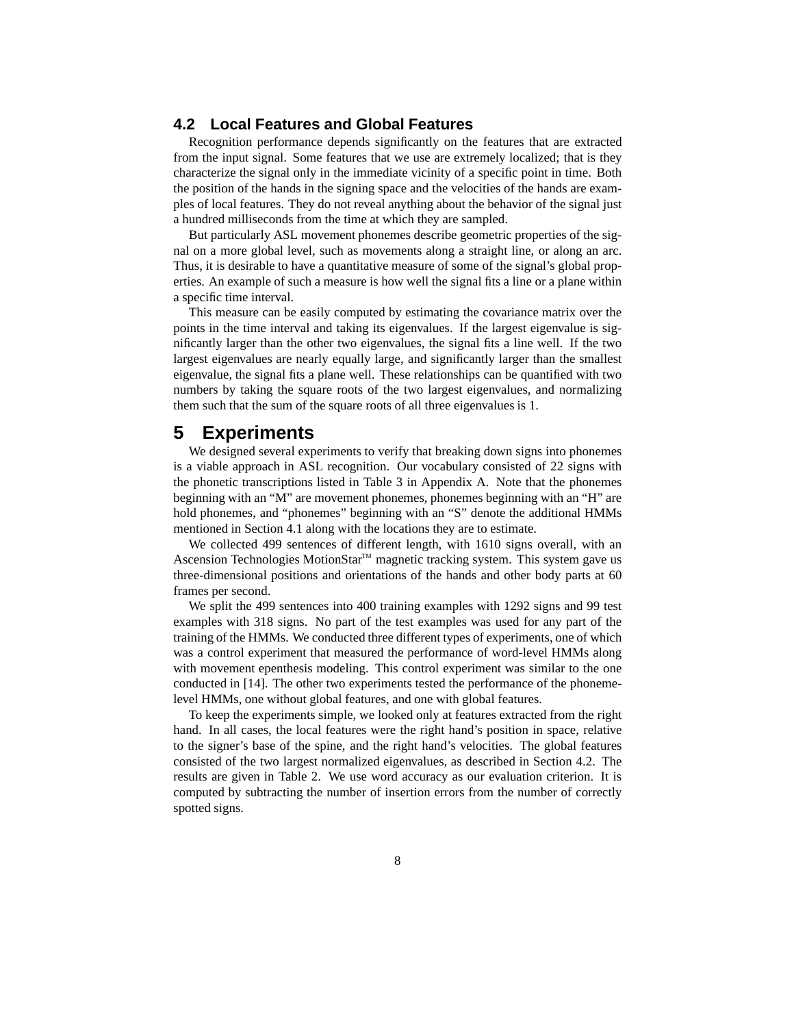### 4.2 Local Features and Global Features

Recognition performance depends significantly on the features that are extracted from the input signal. Some features that we use are extremely localized; that is they characterize the signal only in the immediate vicinity of a specific point in time. Both the position of the hands in the signing space and the velocities of the hands are examples of local features. They do not reveal anything about the behavior of the signal just a hundred milliseconds from the time at which they are sampled.

But particularly ASL movement phonemes describe geometric properties of the signal on a more global level, such as movements along a straight line, or along an arc. Thus, it is desirable to have a quantitative measure of some of the signal's global properties. An example of such a measure is how well the signal fits a line or a plane within a specific time interval.

This measure can be easily computed by estimating the covariance matrix over the points in the time interval and taking its eigenvalues. If the largest eigenvalue is significantly larger than the other two eigenvalues, the signal fits a line well. If the two largest eigenvalues are nearly equally large, and significantly larger than the smallest eigenvalue, the signal fits a plane well. These relationships can be quantified with two numbers by taking the square roots of the two largest eigenvalues, and normalizing them such that the sum of the square roots of all three eigenvalues is 1.

## 5 Experiments

We designed several experiments to verify that breaking down signs into phonemes is a viable approach in ASL recognition. Our vocabulary consisted of 22 signs with the phonetic transcriptions listed in Table 3 in Appendix A. Note that the phonemes beginning with an "M" are movement phonemes, phonemes beginning with an "H" are hold phonemes, and "phonemes" beginning with an "S" denote the additional HMMs mentioned in Section 4.1 along with the locations they are to estimate.

We collected 499 sentences of different length, with 1610 signs overall, with an Ascension Technologies MotionStar™ magnetic tracking system. This system gave us three-dimensional positions and orientations of the hands and other body parts at 60 frames per second.

We split the 499 sentences into 400 training examples with 1292 signs and 99 test examples with 318 signs. No part of the test examples was used for any part of the training of the HMMs. We conducted three different types of experiments, one of which was a control experiment that measured the performance of word-level HMMs along with movement epenthesis modeling. This control experiment was similar to the one conducted in [14]. The other two experiments tested the performance of the phoneme-level HMMs, one without global features, and one with global features.

To keep the experiments simple, we looked only at features extracted from the right hand. In all cases, the local features were the right hand's position in space, relative to the signer's base of the spine, and the right hand's velocities. The global features consisted of the two largest normalized eigenvalues, as described in Section 4.2. The results are given in Table 2. We use word accuracy as our evaluation criterion. It is computed by subtracting the number of insertion errors from the number of correctly spotted signs.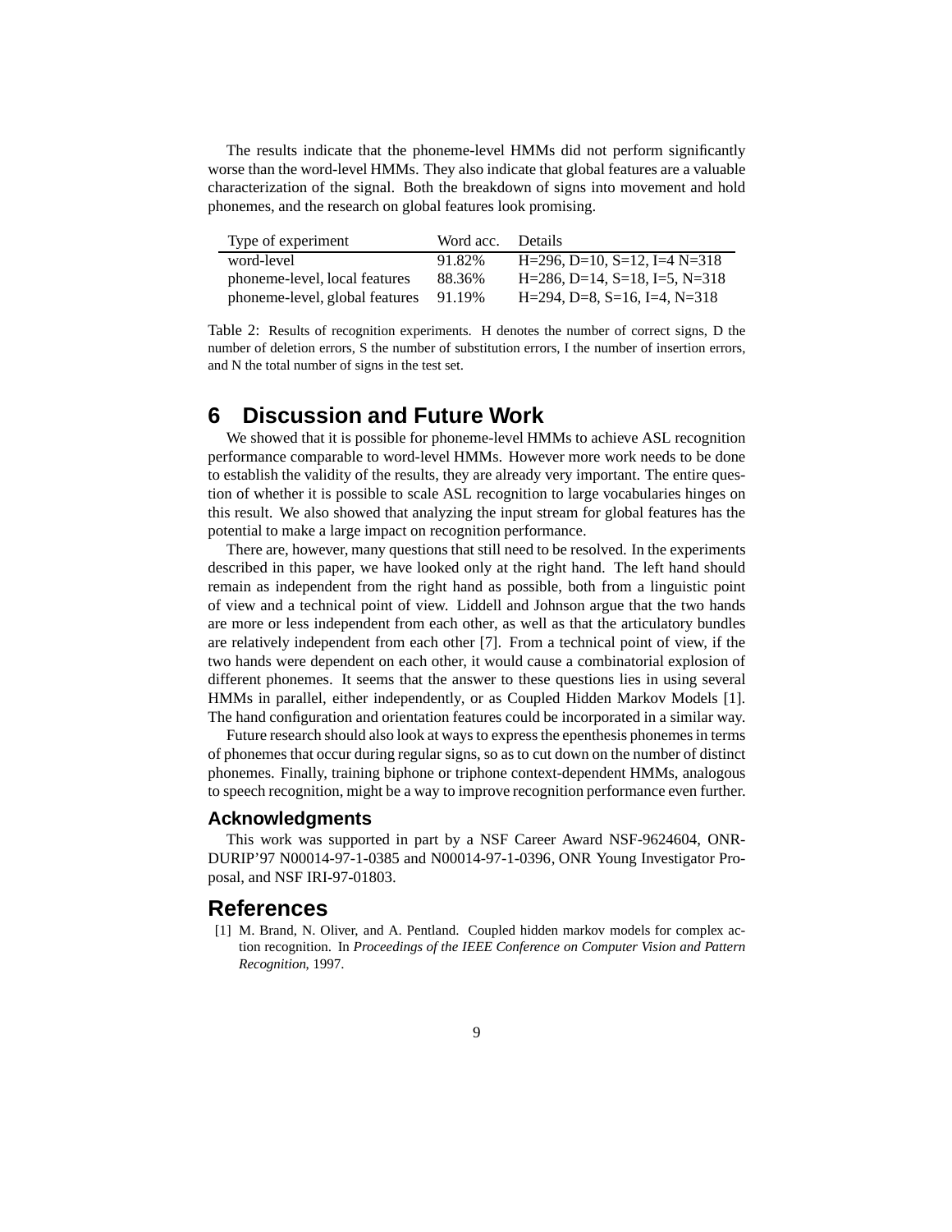The results indicate that the phoneme-level HMMs did not perform significantly worse than the word-level HMMs. They also indicate that global features are a valuable characterization of the signal. Both the breakdown of signs into movement and hold phonemes, and the research on global features look promising.

| Type of experiment | Word acc. | Details |
|---|---|---|
| word-level | 91.82% | H=296, D=10, S=12, I=4 N=318 |
| phoneme-level, local features | 88.36% | H=286, D=14, S=18, I=5, N=318 |
| phoneme-level, global features | 91.19% | H=294, D=8, S=16, I=4, N=318 |

Table 2: Results of recognition experiments. H denotes the number of correct signs, D the number of deletion errors, S the number of substitution errors, I the number of insertion errors, and N the total number of signs in the test set.

# 6 Discussion and Future Work

We showed that it is possible for phoneme-level HMMs to achieve ASL recognition performance comparable to word-level HMMs. However more work needs to be done to establish the validity of the results, they are already very important. The entire question of whether it is possible to scale ASL recognition to large vocabularies hinges on this result. We also showed that analyzing the input stream for global features has the potential to make a large impact on recognition performance.

There are, however, many questions that still need to be resolved. In the experiments described in this paper, we have looked only at the right hand. The left hand should remain as independent from the right hand as possible, both from a linguistic point of view and a technical point of view. Liddell and Johnson argue that the two hands are more or less independent from each other, as well as that the articulatory bundles are relatively independent from each other [7]. From a technical point of view, if the two hands were dependent on each other, it would cause a combinatorial explosion of different phonemes. It seems that the answer to these questions lies in using several HMMs in parallel, either independently, or as Coupled Hidden Markov Models [1]. The hand configuration and orientation features could be incorporated in a similar way.

Future research should also look at ways to express the epenthesis phonemes in terms of phonemes that occur during regular signs, so as to cut down on the number of distinct phonemes. Finally, training biphone or triphone context-dependent HMMs, analogous to speech recognition, might be a way to improve recognition performance even further.

## Acknowledgments

This work was supported in part by a NSF Career Award NSF-9624604, ONR-DURIP'97 N00014-97-1-0385 and N00014-97-1-0396, ONR Young Investigator Proposal, and NSF IRI-97-01803.

# References

[1] M. Brand, N. Oliver, and A. Pentland. Coupled hidden markov models for complex action recognition. In *Proceedings of the IEEE Conference on Computer Vision and Pattern Recognition*, 1997.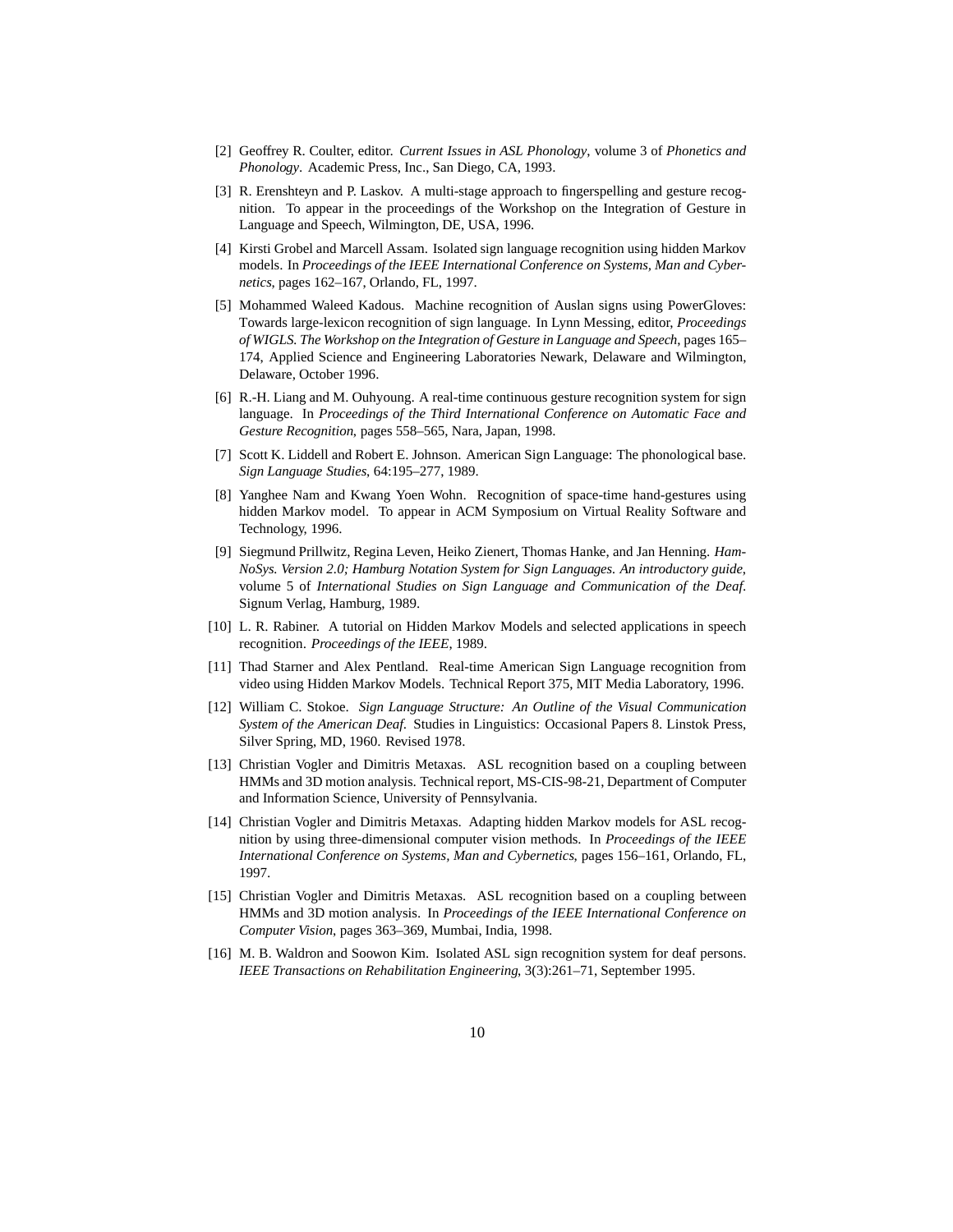[2] Geoffrey R. Coulter, editor. *Current Issues in ASL Phonology*, volume 3 of *Phonetics and Phonology*. Academic Press, Inc., San Diego, CA, 1993.

[3] R. Erenshteyn and P. Laskov. A multi-stage approach to fingerspelling and gesture recognition. To appear in the proceedings of the Workshop on the Integration of Gesture in Language and Speech, Wilmington, DE, USA, 1996.

[4] Kirsti Grobel and Marcell Assam. Isolated sign language recognition using hidden Markov models. In *Proceedings of the IEEE International Conference on Systems, Man and Cybernetics*, pages 162–167, Orlando, FL, 1997.

[5] Mohammed Waleed Kadous. Machine recognition of Auslan signs using PowerGloves: Towards large-lexicon recognition of sign language. In Lynn Messing, editor, *Proceedings of WIGLS. The Workshop on the Integration of Gesture in Language and Speech*, pages 165–174, Applied Science and Engineering Laboratories Newark, Delaware and Wilmington, Delaware, October 1996.

[6] R.-H. Liang and M. Ouhyoung. A real-time continuous gesture recognition system for sign language. In *Proceedings of the Third International Conference on Automatic Face and Gesture Recognition*, pages 558–565, Nara, Japan, 1998.

[7] Scott K. Liddell and Robert E. Johnson. American Sign Language: The phonological base. *Sign Language Studies*, 64:195–277, 1989.

[8] Yanghee Nam and Kwang Yoen Wohn. Recognition of space-time hand-gestures using hidden Markov model. To appear in ACM Symposium on Virtual Reality Software and Technology, 1996.

[9] Siegmund Prillwitz, Regina Leven, Heiko Zienert, Thomas Hanke, and Jan Henning. *HamNoSys. Version 2.0; Hamburg Notation System for Sign Languages. An introductory guide*, volume 5 of *International Studies on Sign Language and Communication of the Deaf*. Signum Verlag, Hamburg, 1989.

[10] L. R. Rabiner. A tutorial on Hidden Markov Models and selected applications in speech recognition. *Proceedings of the IEEE*, 1989.

[11] Thad Starner and Alex Pentland. Real-time American Sign Language recognition from video using Hidden Markov Models. Technical Report 375, MIT Media Laboratory, 1996.

[12] William C. Stokoe. *Sign Language Structure: An Outline of the Visual Communication System of the American Deaf*. Studies in Linguistics: Occasional Papers 8. Linstok Press, Silver Spring, MD, 1960. Revised 1978.

[13] Christian Vogler and Dimitris Metaxas. ASL recognition based on a coupling between HMMs and 3D motion analysis. Technical report, MS-CIS-98-21, Department of Computer and Information Science, University of Pennsylvania.

[14] Christian Vogler and Dimitris Metaxas. Adapting hidden Markov models for ASL recognition by using three-dimensional computer vision methods. In *Proceedings of the IEEE International Conference on Systems, Man and Cybernetics*, pages 156–161, Orlando, FL, 1997.

[15] Christian Vogler and Dimitris Metaxas. ASL recognition based on a coupling between HMMs and 3D motion analysis. In *Proceedings of the IEEE International Conference on Computer Vision*, pages 363–369, Mumbai, India, 1998.

[16] M. B. Waldron and Soowon Kim. Isolated ASL sign recognition system for deaf persons. *IEEE Transactions on Rehabilitation Engineering*, 3(3):261–71, September 1995.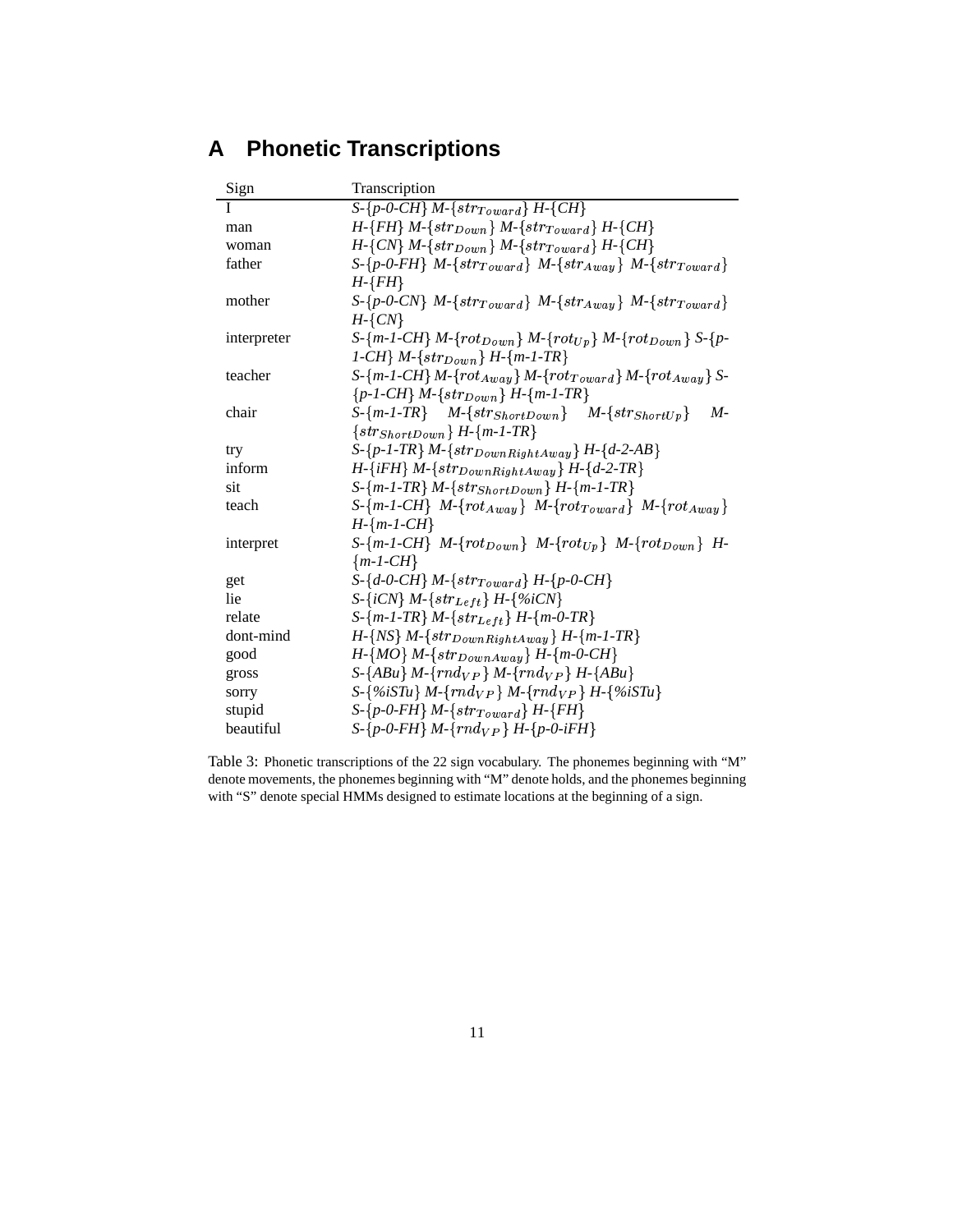# A Phonetic Transcriptions

| Sign | Transcription |
|---|---|
| I | *S-{p-0-CH} M-{$str_{Toward}$} H-{CH}* |
| man | *H-{FH} M-{$str_{Down}$} M-{$str_{Toward}$} H-{CH}* |
| woman | *H-{CN} M-{$str_{Down}$} M-{$str_{Toward}$} H-{CH}* |
| father | *S-{p-0-FH} M-{$str_{Toward}$} M-{$str_{Away}$} M-{$str_{Toward}$} H-{FH}* |
| mother | *S-{p-0-CN} M-{$str_{Toward}$} M-{$str_{Away}$} M-{$str_{Toward}$} H-{CN}* |
| interpreter | *S-{m-1-CH} M-{$rot_{Down}$} M-{$rot_{Up}$} M-{$rot_{Down}$} S-{p-1-CH} M-{$str_{Down}$} H-{m-1-TR}* |
| teacher | *S-{m-1-CH} M-{$rot_{Away}$} M-{$rot_{Toward}$} M-{$rot_{Away}$} S-{p-1-CH} M-{$str_{Down}$} H-{m-1-TR}* |
| chair | *S-{m-1-TR} M-{$str_{ShortDown}$} M-{$str_{ShortUp}$} M-{$str_{ShortDown}$} H-{m-1-TR}* |
| try | *S-{p-1-TR} M-{$str_{DownRightAway}$} H-{d-2-AB}* |
| inform | *H-{iFH} M-{$str_{DownRightAway}$} H-{d-2-TR}* |
| sit | *S-{m-1-TR} M-{$str_{ShortDown}$} H-{m-1-TR}* |
| teach | *S-{m-1-CH} M-{$rot_{Away}$} M-{$rot_{Toward}$} M-{$rot_{Away}$} H-{m-1-CH}* |
| interpret | *S-{m-1-CH} M-{$rot_{Down}$} M-{$rot_{Up}$} M-{$rot_{Down}$} H-{m-1-CH}* |
| get | *S-{d-0-CH} M-{$str_{Toward}$} H-{p-0-CH}* |
| lie | *S-{iCN} M-{$str_{Left}$} H-{%iCN}* |
| relate | *S-{m-1-TR} M-{$str_{Left}$} H-{m-0-TR}* |
| dont-mind | *H-{NS} M-{$str_{DownRightAway}$} H-{m-1-TR}* |
| good | *H-{MO} M-{$str_{DownAway}$} H-{m-0-CH}* |
| gross | *S-{ABu} M-{$rnd_{VP}$} M-{$rnd_{VP}$} H-{ABu}* |
| sorry | *S-{%iSTu} M-{$rnd_{VP}$} M-{$rnd_{VP}$} H-{%iSTu}* |
| stupid | *S-{p-0-FH} M-{$str_{Toward}$} H-{FH}* |
| beautiful | *S-{p-0-FH} M-{$rnd_{VP}$} H-{p-0-iFH}* |

Table 3: Phonetic transcriptions of the 22 sign vocabulary. The phonemes beginning with "M" denote movements, the phonemes beginning with "M" denote holds, and the phonemes beginning with "S" denote special HMMs designed to estimate locations at the beginning of a sign.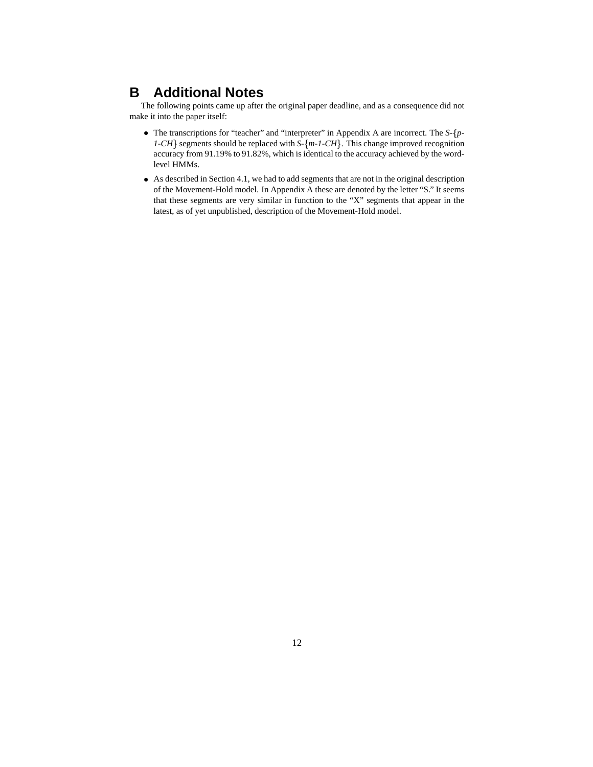# B Additional Notes

The following points came up after the original paper deadline, and as a consequence did not make it into the paper itself:

- The transcriptions for "teacher" and "interpreter" in Appendix A are incorrect. The *S*-{*p-1-CH*} segments should be replaced with *S*-{*m-1-CH*}. This change improved recognition accuracy from 91.19% to 91.82%, which is identical to the accuracy achieved by the word-level HMMs.
- As described in Section 4.1, we had to add segments that are not in the original description of the Movement-Hold model. In Appendix A these are denoted by the letter "S." It seems that these segments are very similar in function to the "X" segments that appear in the latest, as of yet unpublished, description of the Movement-Hold model.